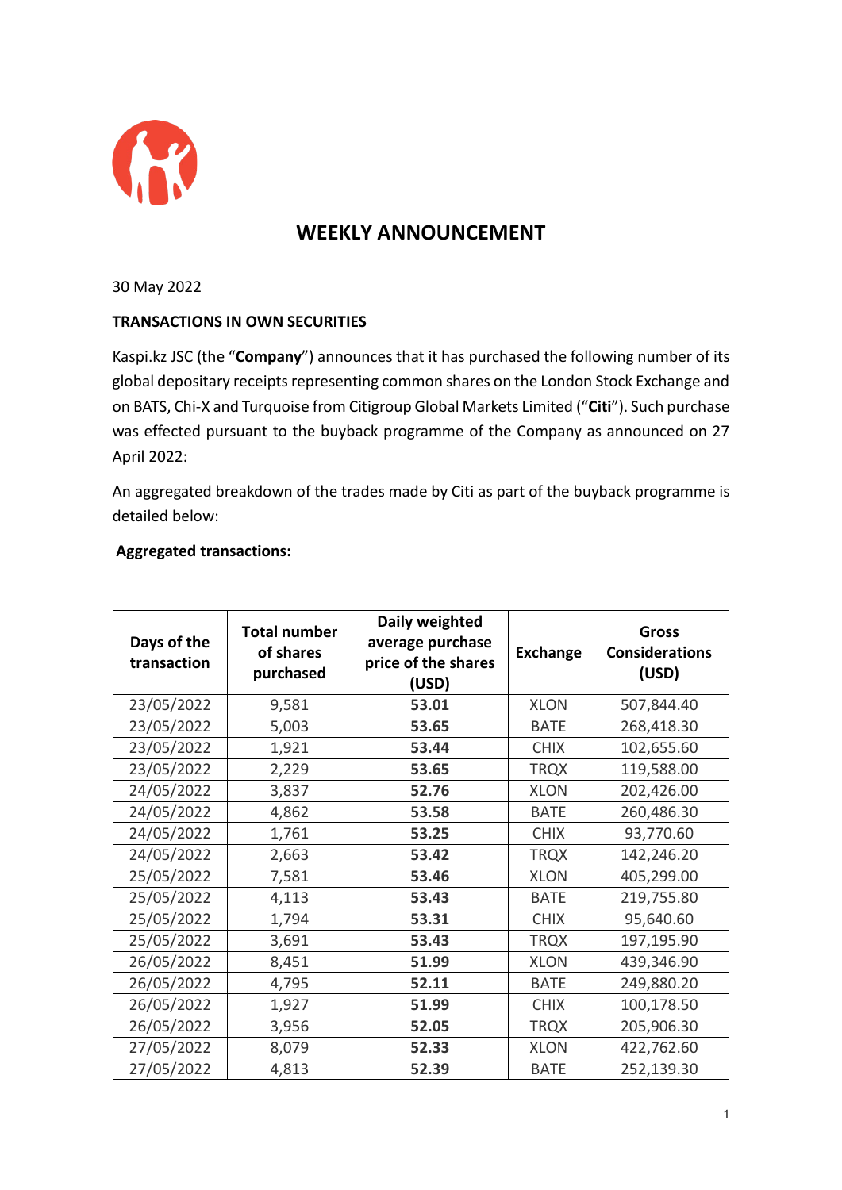# WEEKLY ANNOUNCEMENT

30 May 2022

**TRANSACTIONS IN OWN SECURITIES**

Kaspi.kz JSC (the "**Company**") announces that it has purchased the following number of its global depositary receipts representing common shares on the London Stock Exchange and on BATS, Chi-X and Turquoise from Citigroup Global Markets Limited ("**Citi**"). Such purchase was effected pursuant to the buyback programme of the Company as announced on 27 April 2022:

An aggregated breakdown of the trades made by Citi as part of the buyback programme is detailed below:

**Aggregated transactions:**

| Days of the transaction | Total number of shares purchased | Daily weighted average purchase price of the shares (USD) | Exchange | Gross Considerations (USD) |
|---|---|---|---|---|
| 23/05/2022 | 9,581 | **53.01** | XLON | 507,844.40 |
| 23/05/2022 | 5,003 | **53.65** | BATE | 268,418.30 |
| 23/05/2022 | 1,921 | **53.44** | CHIX | 102,655.60 |
| 23/05/2022 | 2,229 | **53.65** | TRQX | 119,588.00 |
| 24/05/2022 | 3,837 | **52.76** | XLON | 202,426.00 |
| 24/05/2022 | 4,862 | **53.58** | BATE | 260,486.30 |
| 24/05/2022 | 1,761 | **53.25** | CHIX | 93,770.60 |
| 24/05/2022 | 2,663 | **53.42** | TRQX | 142,246.20 |
| 25/05/2022 | 7,581 | **53.46** | XLON | 405,299.00 |
| 25/05/2022 | 4,113 | **53.43** | BATE | 219,755.80 |
| 25/05/2022 | 1,794 | **53.31** | CHIX | 95,640.60 |
| 25/05/2022 | 3,691 | **53.43** | TRQX | 197,195.90 |
| 26/05/2022 | 8,451 | **51.99** | XLON | 439,346.90 |
| 26/05/2022 | 4,795 | **52.11** | BATE | 249,880.20 |
| 26/05/2022 | 1,927 | **51.99** | CHIX | 100,178.50 |
| 26/05/2022 | 3,956 | **52.05** | TRQX | 205,906.30 |
| 27/05/2022 | 8,079 | **52.33** | XLON | 422,762.60 |
| 27/05/2022 | 4,813 | **52.39** | BATE | 252,139.30 |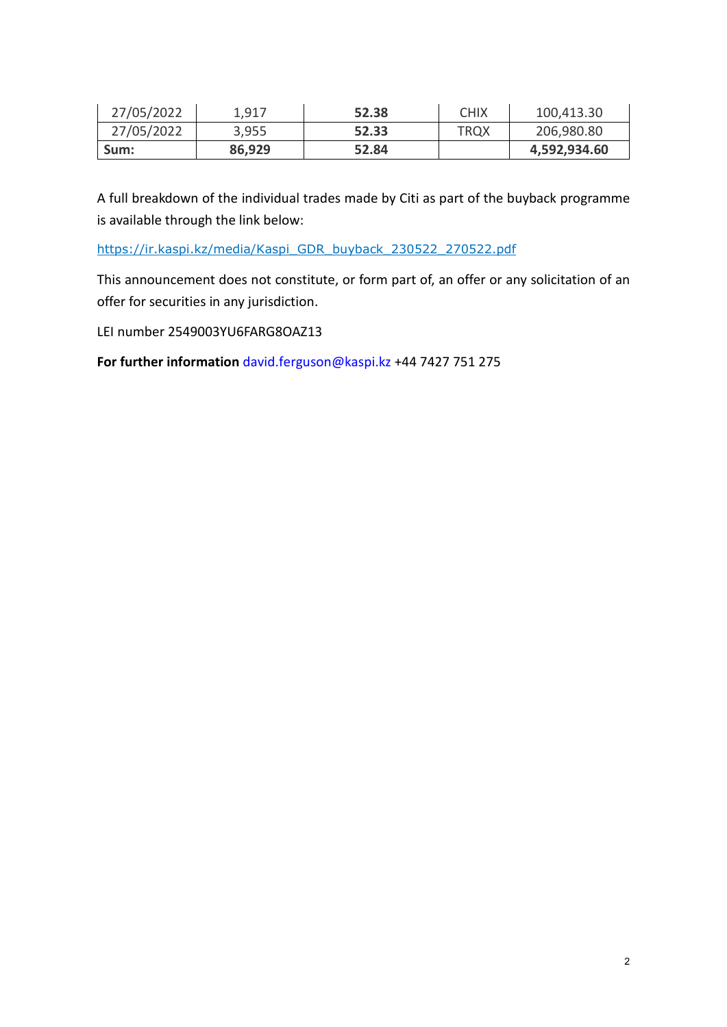| | | | | |
|---|---|---|---|---|
| 27/05/2022 | 1,917 | **52.38** | CHIX | 100,413.30 |
| 27/05/2022 | 3,955 | **52.33** | TRQX | 206,980.80 |
| **Sum:** | **86,929** | **52.84** | | **4,592,934.60** |

A full breakdown of the individual trades made by Citi as part of the buyback programme is available through the link below:

https://ir.kaspi.kz/media/Kaspi_GDR_buyback_230522_270522.pdf

This announcement does not constitute, or form part of, an offer or any solicitation of an offer for securities in any jurisdiction.

LEI number 2549003YU6FARG8OAZ13

**For further information** david.ferguson@kaspi.kz +44 7427 751 275